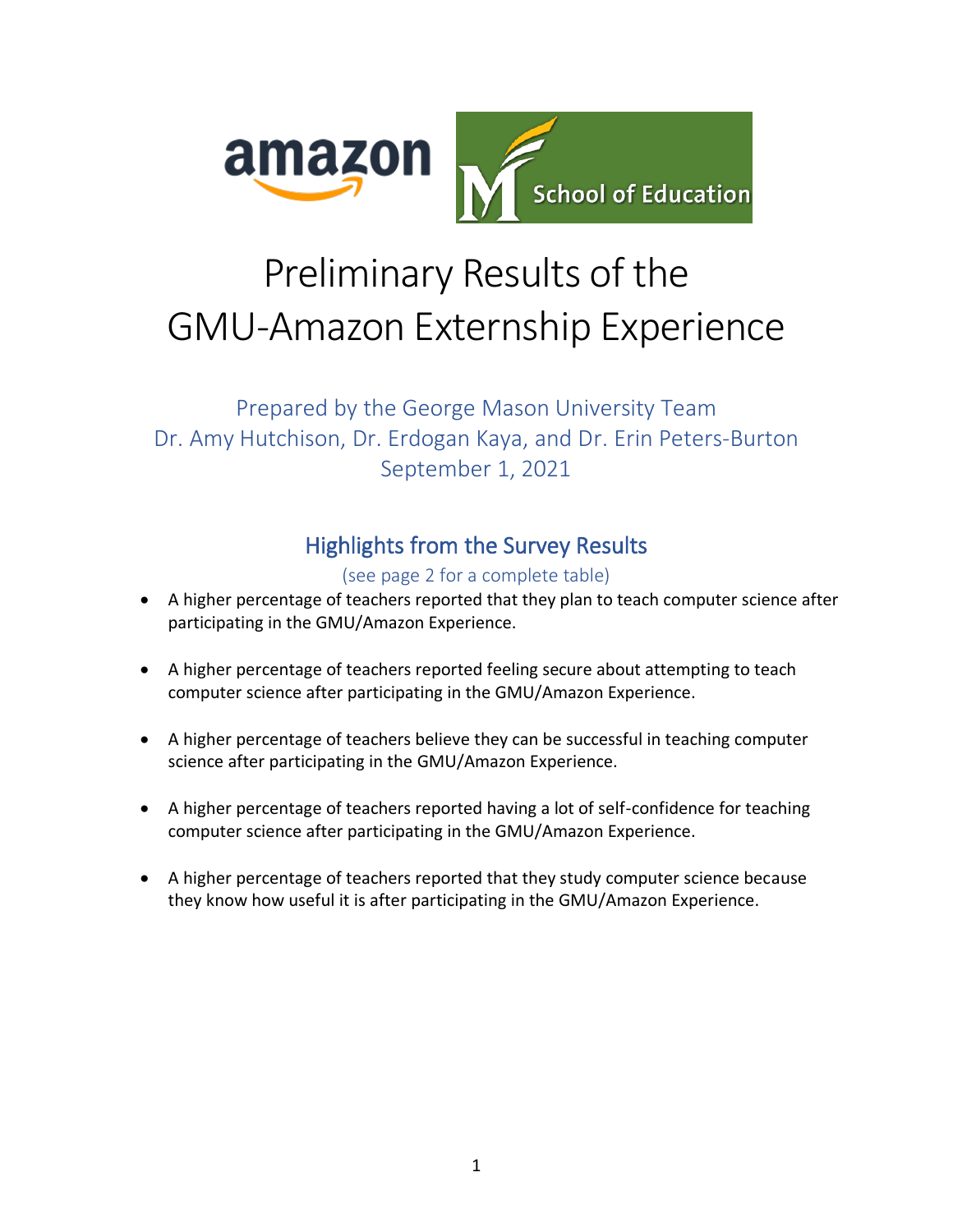# Preliminary Results of the GMU-Amazon Externship Experience

Prepared by the George Mason University Team
Dr. Amy Hutchison, Dr. Erdogan Kaya, and Dr. Erin Peters-Burton
September 1, 2021

## Highlights from the Survey Results

(see page 2 for a complete table)

- A higher percentage of teachers reported that they plan to teach computer science after participating in the GMU/Amazon Experience.
- A higher percentage of teachers reported feeling secure about attempting to teach computer science after participating in the GMU/Amazon Experience.
- A higher percentage of teachers believe they can be successful in teaching computer science after participating in the GMU/Amazon Experience.
- A higher percentage of teachers reported having a lot of self-confidence for teaching computer science after participating in the GMU/Amazon Experience.
- A higher percentage of teachers reported that they study computer science because they know how useful it is after participating in the GMU/Amazon Experience.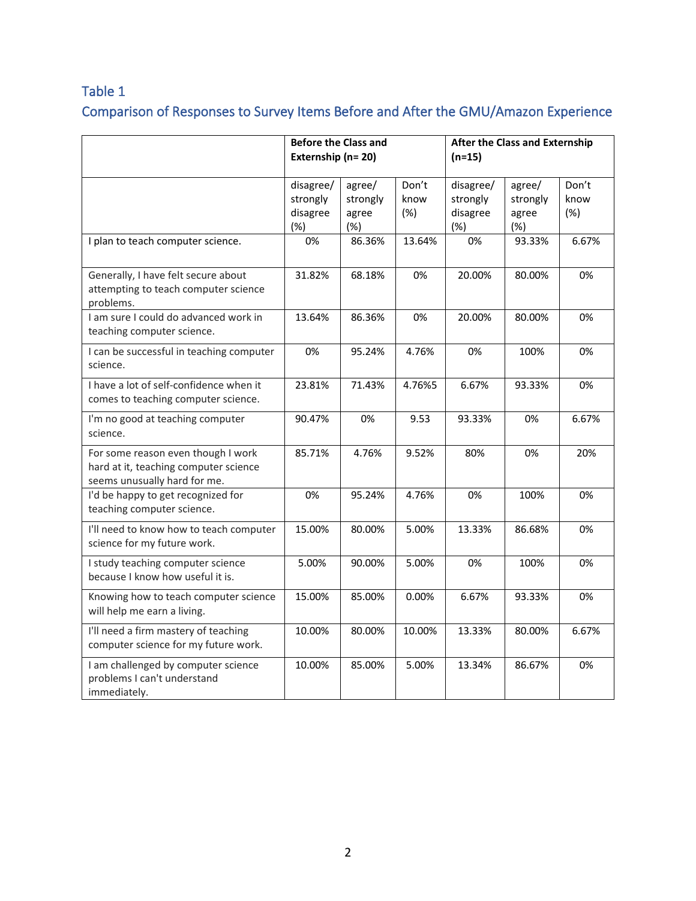## Table 1

## Comparison of Responses to Survey Items Before and After the GMU/Amazon Experience

| | Before the Class and Externship (n= 20) | | | After the Class and Externship (n=15) | | |
|---|---|---|---|---|---|---|
| | disagree/ strongly disagree (%) | agree/ strongly agree (%) | Don't know (%) | disagree/ strongly disagree (%) | agree/ strongly agree (%) | Don't know (%) |
| I plan to teach computer science. | 0% | 86.36% | 13.64% | 0% | 93.33% | 6.67% |
| Generally, I have felt secure about attempting to teach computer science problems. | 31.82% | 68.18% | 0% | 20.00% | 80.00% | 0% |
| I am sure I could do advanced work in teaching computer science. | 13.64% | 86.36% | 0% | 20.00% | 80.00% | 0% |
| I can be successful in teaching computer science. | 0% | 95.24% | 4.76% | 0% | 100% | 0% |
| I have a lot of self-confidence when it comes to teaching computer science. | 23.81% | 71.43% | 4.76%5 | 6.67% | 93.33% | 0% |
| I'm no good at teaching computer science. | 90.47% | 0% | 9.53 | 93.33% | 0% | 6.67% |
| For some reason even though I work hard at it, teaching computer science seems unusually hard for me. | 85.71% | 4.76% | 9.52% | 80% | 0% | 20% |
| I'd be happy to get recognized for teaching computer science. | 0% | 95.24% | 4.76% | 0% | 100% | 0% |
| I'll need to know how to teach computer science for my future work. | 15.00% | 80.00% | 5.00% | 13.33% | 86.68% | 0% |
| I study teaching computer science because I know how useful it is. | 5.00% | 90.00% | 5.00% | 0% | 100% | 0% |
| Knowing how to teach computer science will help me earn a living. | 15.00% | 85.00% | 0.00% | 6.67% | 93.33% | 0% |
| I'll need a firm mastery of teaching computer science for my future work. | 10.00% | 80.00% | 10.00% | 13.33% | 80.00% | 6.67% |
| I am challenged by computer science problems I can't understand immediately. | 10.00% | 85.00% | 5.00% | 13.34% | 86.67% | 0% |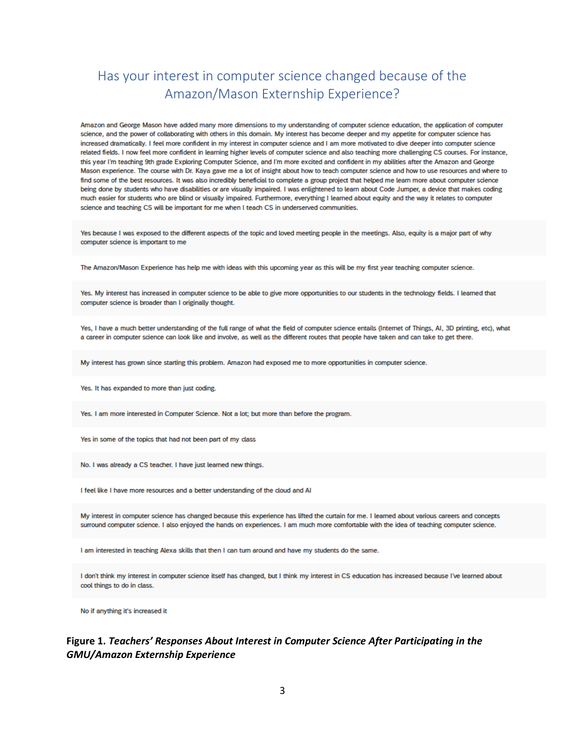## Has your interest in computer science changed because of the Amazon/Mason Externship Experience?

Amazon and George Mason have added many more dimensions to my understanding of computer science education, the application of computer science, and the power of collaborating with others in this domain. My interest has become deeper and my appetite for computer science has increased dramatically. I feel more confident in my interest in computer science and I am more motivated to dive deeper into computer science related fields. I now feel more confident in learning higher levels of computer science and also teaching more challenging CS courses. For instance, this year I'm teaching 9th grade Exploring Computer Science, and I'm more excited and confident in my abilities after the Amazon and George Mason experience. The course with Dr. Kaya gave me a lot of insight about how to teach computer science and how to use resources and where to find some of the best resources. It was also incredibly beneficial to complete a group project that helped me learn more about computer science being done by students who have disabilities or are visually impaired. I was enlightened to learn about Code Jumper, a device that makes coding much easier for students who are blind or visually impaired. Furthermore, everything I learned about equity and the way it relates to computer science and teaching CS will be important for me when I teach CS in underserved communities.

Yes because I was exposed to the different aspects of the topic and loved meeting people in the meetings. Also, equity is a major part of why computer science is important to me

The Amazon/Mason Experience has help me with ideas with this upcoming year as this will be my first year teaching computer science.

Yes. My interest has increased in computer science to be able to give more opportunities to our students in the technology fields. I learned that computer science is broader than I originally thought.

Yes, I have a much better understanding of the full range of what the field of computer science entails (Internet of Things, AI, 3D printing, etc), what a career in computer science can look like and involve, as well as the different routes that people have taken and can take to get there.

My interest has grown since starting this problem. Amazon had exposed me to more opportunities in computer science.

Yes. It has expanded to more than just coding.

Yes. I am more interested in Computer Science. Not a lot; but more than before the program.

Yes in some of the topics that had not been part of my class

No. I was already a CS teacher. I have just learned new things.

I feel like I have more resources and a better understanding of the cloud and AI

My interest in computer science has changed because this experience has lifted the curtain for me. I learned about various careers and concepts surround computer science. I also enjoyed the hands on experiences. I am much more comfortable with the idea of teaching computer science.

I am interested in teaching Alexa skills that then I can turn around and have my students do the same.

I don't think my interest in computer science itself has changed, but I think my interest in CS education has increased because I've learned about cool things to do in class.

No if anything it's increased it

**Figure 1.** ***Teachers' Responses About Interest in Computer Science After Participating in the GMU/Amazon Externship Experience***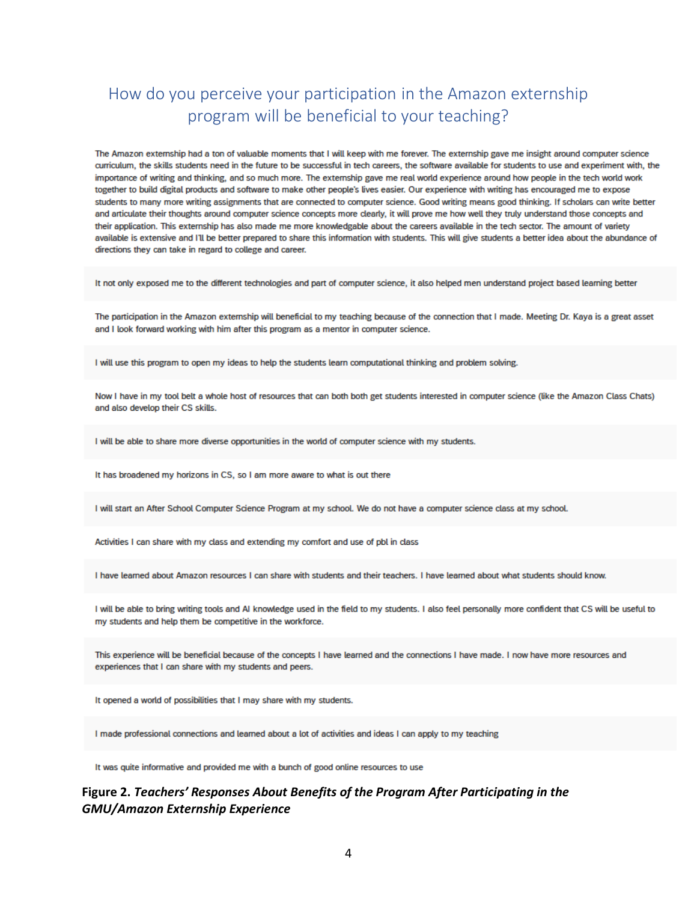## How do you perceive your participation in the Amazon externship program will be beneficial to your teaching?

The Amazon externship had a ton of valuable moments that I will keep with me forever. The externship gave me insight around computer science curriculum, the skills students need in the future to be successful in tech careers, the software available for students to use and experiment with, the importance of writing and thinking, and so much more. The externship gave me real world experience around how people in the tech world work together to build digital products and software to make other people's lives easier. Our experience with writing has encouraged me to expose students to many more writing assignments that are connected to computer science. Good writing means good thinking. If scholars can write better and articulate their thoughts around computer science concepts more clearly, it will prove me how well they truly understand those concepts and their application. This externship has also made me more knowledgable about the careers available in the tech sector. The amount of variety available is extensive and I'll be better prepared to share this information with students. This will give students a better idea about the abundance of directions they can take in regard to college and career.

It not only exposed me to the different technologies and part of computer science, it also helped men understand project based learning better

The participation in the Amazon externship will beneficial to my teaching because of the connection that I made. Meeting Dr. Kaya is a great asset and I look forward working with him after this program as a mentor in computer science.

I will use this program to open my ideas to help the students learn computational thinking and problem solving.

Now I have in my tool belt a whole host of resources that can both both get students interested in computer science (like the Amazon Class Chats) and also develop their CS skills.

I will be able to share more diverse opportunities in the world of computer science with my students.

It has broadened my horizons in CS, so I am more aware to what is out there

I will start an After School Computer Science Program at my school. We do not have a computer science class at my school.

Activities I can share with my class and extending my comfort and use of pbl in class

I have learned about Amazon resources I can share with students and their teachers. I have learned about what students should know.

I will be able to bring writing tools and AI knowledge used in the field to my students. I also feel personally more confident that CS will be useful to my students and help them be competitive in the workforce.

This experience will be beneficial because of the concepts I have learned and the connections I have made. I now have more resources and experiences that I can share with my students and peers.

It opened a world of possibilities that I may share with my students.

I made professional connections and learned about a lot of activities and ideas I can apply to my teaching

It was quite informative and provided me with a bunch of good online resources to use

**Figure 2.** ***Teachers' Responses About Benefits of the Program After Participating in the GMU/Amazon Externship Experience***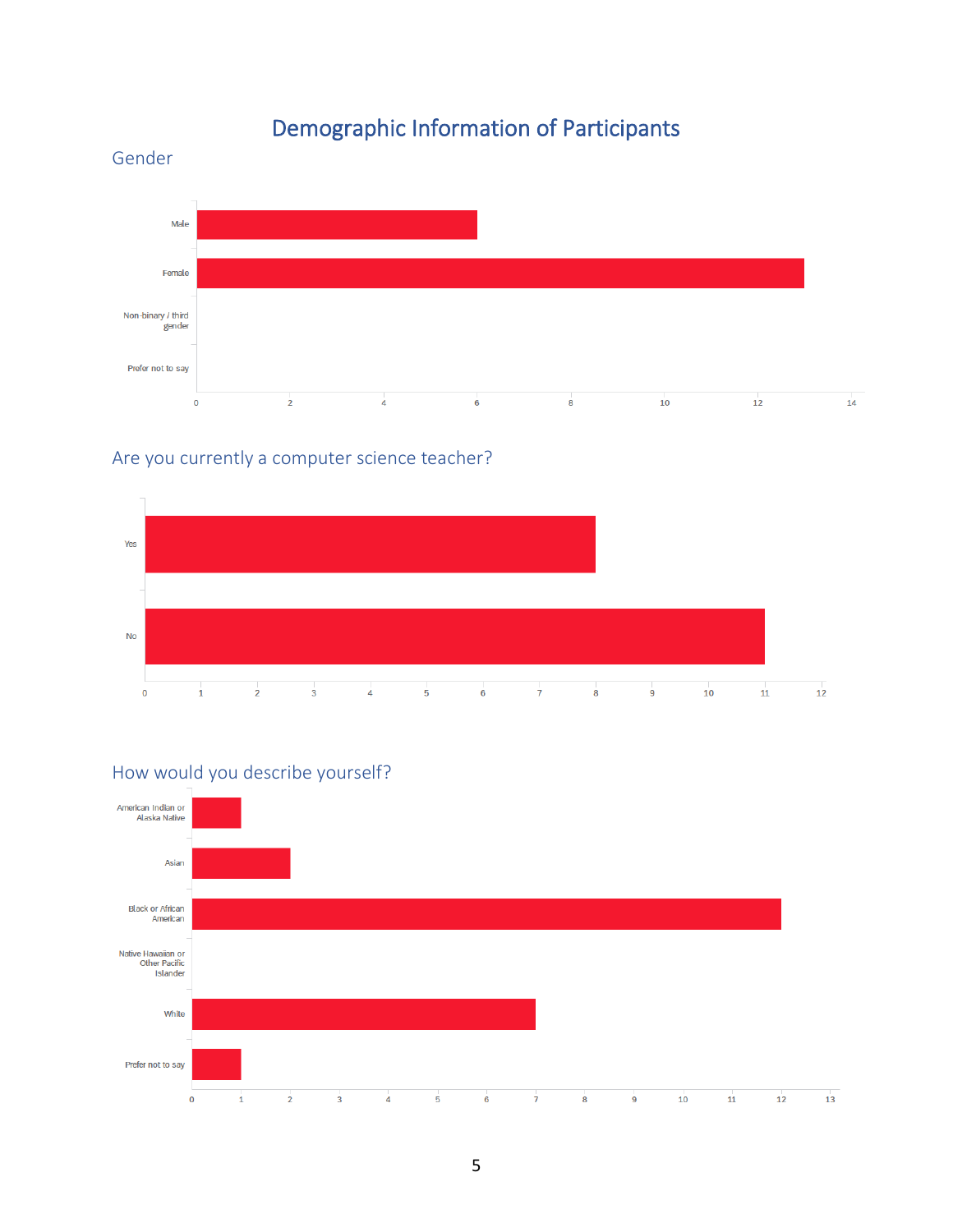# Demographic Information of Participants

## Gender

| Gender | Count |
|---|---|
| Male | 6 |
| Female | 13 |
| Non-binary / third gender | 0 |
| Prefer not to say | 0 |

## Are you currently a computer science teacher?

| Response | Count |
|---|---|
| Yes | 8 |
| No | 11 |

## How would you describe yourself?

| Response | Count |
|---|---|
| American Indian or Alaska Native | 1 |
| Asian | 2 |
| Black or African American | 12 |
| Native Hawaiian or Other Pacific Islander | 0 |
| White | 7 |
| Prefer not to say | 1 |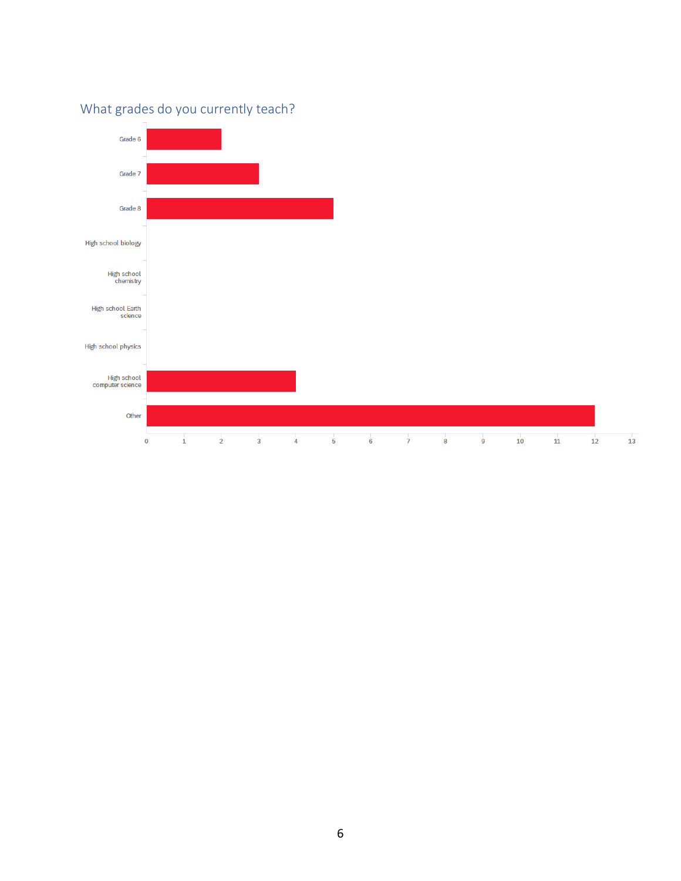## What grades do you currently teach?

Grade 6
Grade 7
Grade 8
High school biology
High school chemistry
High school Earth science
High school physics
High school computer science
Other

0 1 2 3 4 5 6 7 8 9 10 11 12 13